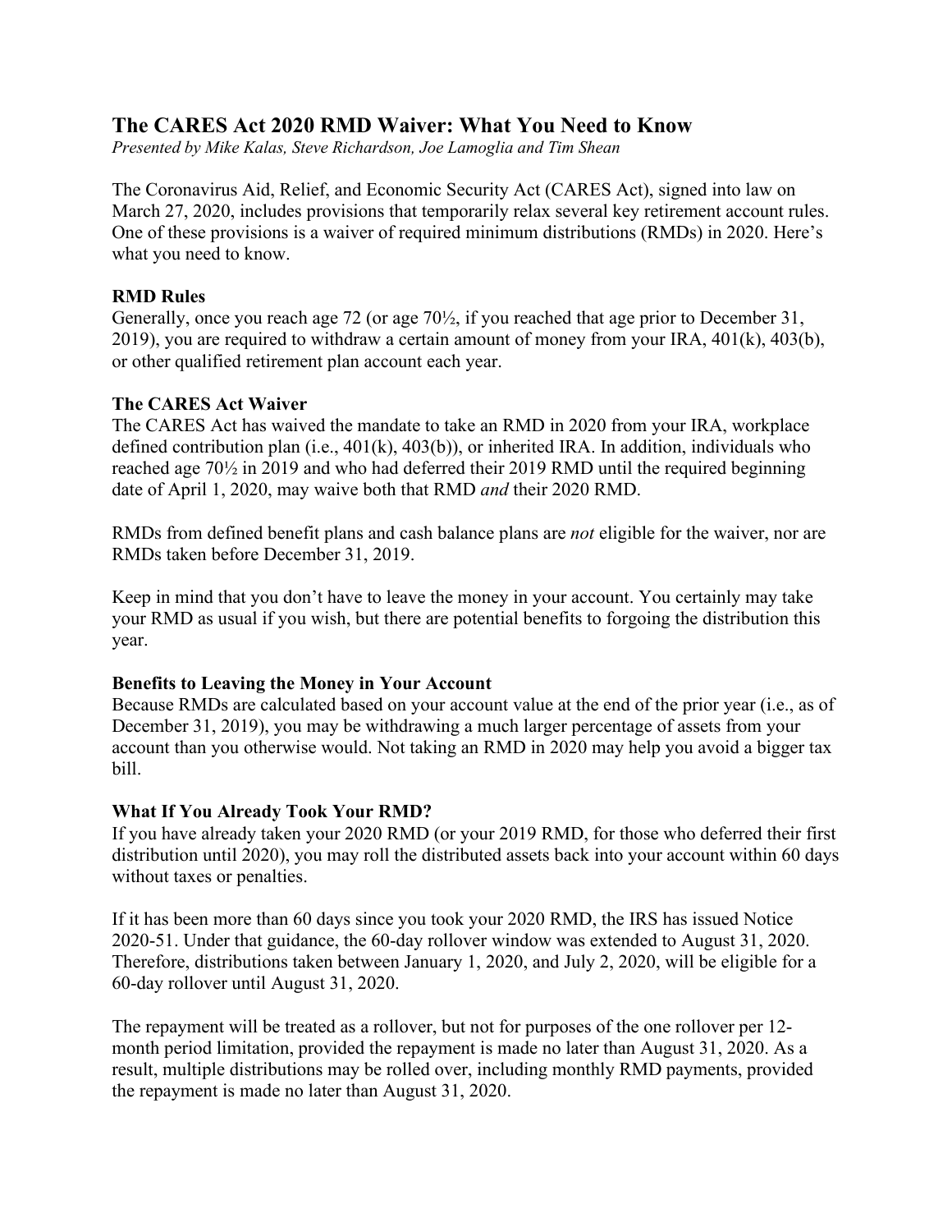## The CARES Act 2020 RMD Waiver: What You Need to Know

*Presented by Mike Kalas, Steve Richardson, Joe Lamoglia and Tim Shean*

The Coronavirus Aid, Relief, and Economic Security Act (CARES Act), signed into law on March 27, 2020, includes provisions that temporarily relax several key retirement account rules. One of these provisions is a waiver of required minimum distributions (RMDs) in 2020. Here's what you need to know.

### RMD Rules

Generally, once you reach age 72 (or age 70½, if you reached that age prior to December 31, 2019), you are required to withdraw a certain amount of money from your IRA, 401(k), 403(b), or other qualified retirement plan account each year.

### The CARES Act Waiver

The CARES Act has waived the mandate to take an RMD in 2020 from your IRA, workplace defined contribution plan (i.e., 401(k), 403(b)), or inherited IRA. In addition, individuals who reached age 70½ in 2019 and who had deferred their 2019 RMD until the required beginning date of April 1, 2020, may waive both that RMD *and* their 2020 RMD.

RMDs from defined benefit plans and cash balance plans are *not* eligible for the waiver, nor are RMDs taken before December 31, 2019.

Keep in mind that you don't have to leave the money in your account. You certainly may take your RMD as usual if you wish, but there are potential benefits to forgoing the distribution this year.

### Benefits to Leaving the Money in Your Account

Because RMDs are calculated based on your account value at the end of the prior year (i.e., as of December 31, 2019), you may be withdrawing a much larger percentage of assets from your account than you otherwise would. Not taking an RMD in 2020 may help you avoid a bigger tax bill.

### What If You Already Took Your RMD?

If you have already taken your 2020 RMD (or your 2019 RMD, for those who deferred their first distribution until 2020), you may roll the distributed assets back into your account within 60 days without taxes or penalties.

If it has been more than 60 days since you took your 2020 RMD, the IRS has issued Notice 2020-51. Under that guidance, the 60-day rollover window was extended to August 31, 2020. Therefore, distributions taken between January 1, 2020, and July 2, 2020, will be eligible for a 60-day rollover until August 31, 2020.

The repayment will be treated as a rollover, but not for purposes of the one rollover per 12-month period limitation, provided the repayment is made no later than August 31, 2020. As a result, multiple distributions may be rolled over, including monthly RMD payments, provided the repayment is made no later than August 31, 2020.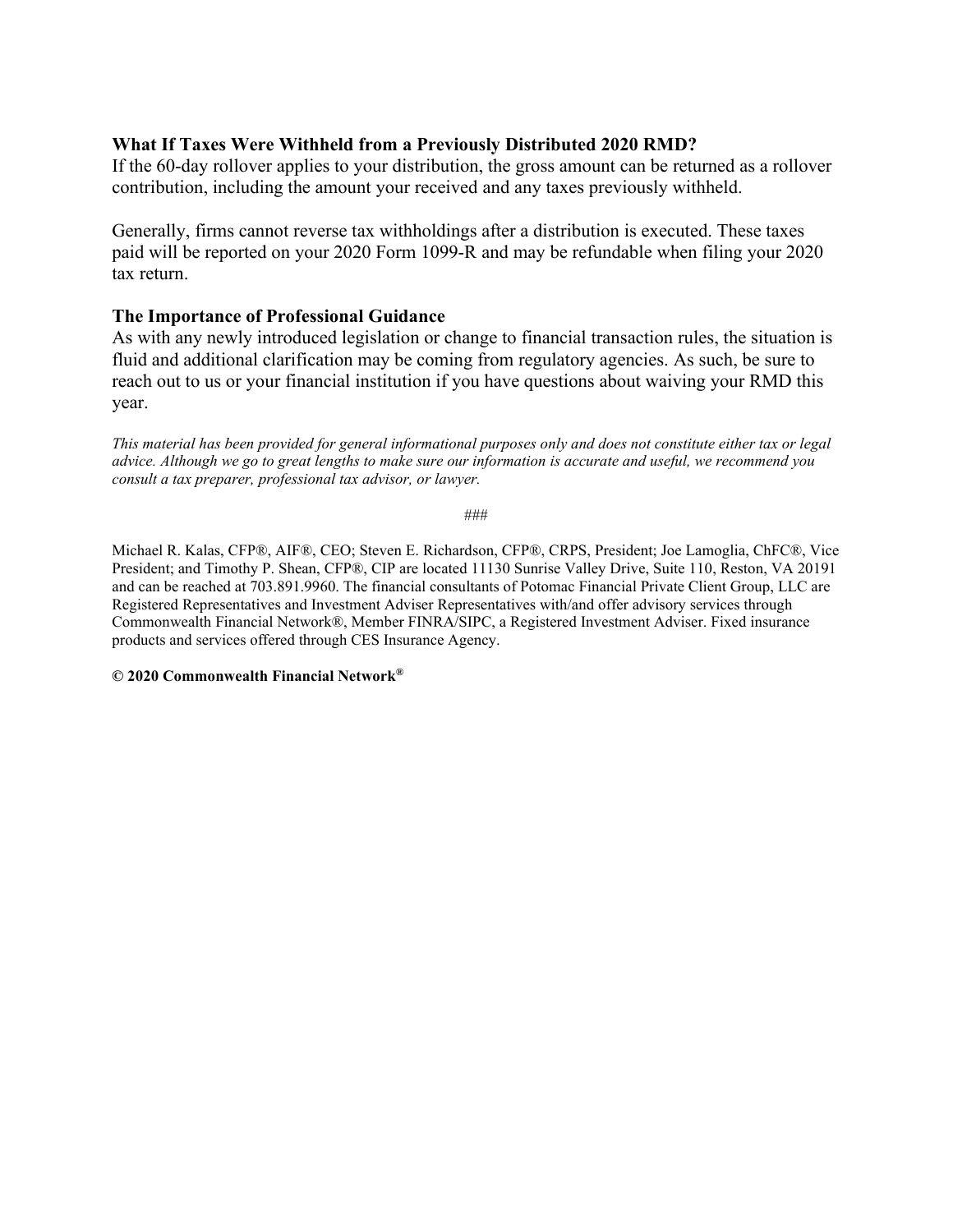## What If Taxes Were Withheld from a Previously Distributed 2020 RMD?

If the 60-day rollover applies to your distribution, the gross amount can be returned as a rollover contribution, including the amount your received and any taxes previously withheld.

Generally, firms cannot reverse tax withholdings after a distribution is executed. These taxes paid will be reported on your 2020 Form 1099-R and may be refundable when filing your 2020 tax return.

## The Importance of Professional Guidance

As with any newly introduced legislation or change to financial transaction rules, the situation is fluid and additional clarification may be coming from regulatory agencies. As such, be sure to reach out to us or your financial institution if you have questions about waiving your RMD this year.

*This material has been provided for general informational purposes only and does not constitute either tax or legal advice. Although we go to great lengths to make sure our information is accurate and useful, we recommend you consult a tax preparer, professional tax advisor, or lawyer.*

###

Michael R. Kalas, CFP®, AIF®, CEO; Steven E. Richardson, CFP®, CRPS, President; Joe Lamoglia, ChFC®, Vice President; and Timothy P. Shean, CFP®, CIP are located 11130 Sunrise Valley Drive, Suite 110, Reston, VA 20191 and can be reached at 703.891.9960. The financial consultants of Potomac Financial Private Client Group, LLC are Registered Representatives and Investment Adviser Representatives with/and offer advisory services through Commonwealth Financial Network®, Member FINRA/SIPC, a Registered Investment Adviser. Fixed insurance products and services offered through CES Insurance Agency.

**© 2020 Commonwealth Financial Network®**